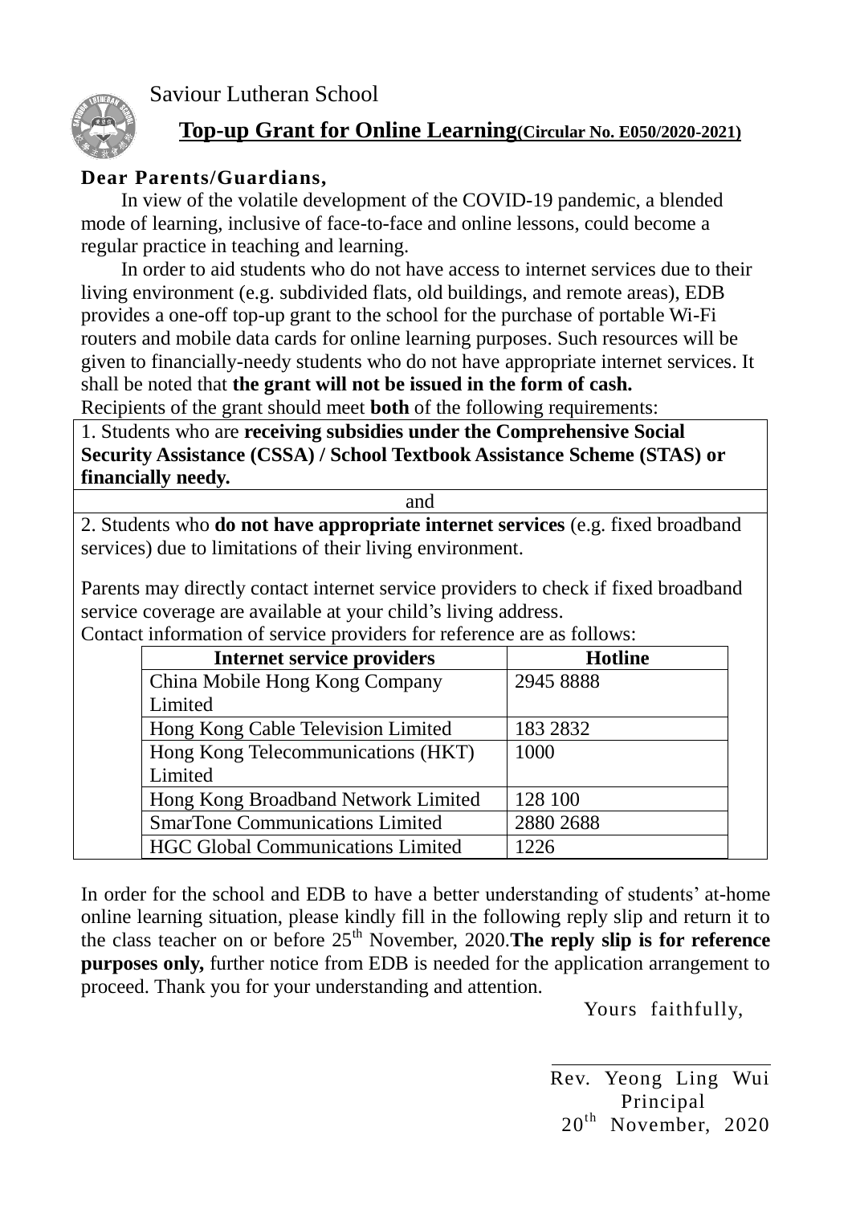Saviour Lutheran School

## Top-up Grant for Online Learning (Circular No. E050/2020-2021)

**Dear Parents/Guardians,**

In view of the volatile development of the COVID-19 pandemic, a blended mode of learning, inclusive of face-to-face and online lessons, could become a regular practice in teaching and learning.

In order to aid students who do not have access to internet services due to their living environment (e.g. subdivided flats, old buildings, and remote areas), EDB provides a one-off top-up grant to the school for the purchase of portable Wi-Fi routers and mobile data cards for online learning purposes. Such resources will be given to financially-needy students who do not have appropriate internet services. It shall be noted that **the grant will not be issued in the form of cash.**

Recipients of the grant should meet **both** of the following requirements:

1. Students who are **receiving subsidies under the Comprehensive Social Security Assistance (CSSA) / School Textbook Assistance Scheme (STAS) or financially needy.**

and

2. Students who **do not have appropriate internet services** (e.g. fixed broadband services) due to limitations of their living environment.

Parents may directly contact internet service providers to check if fixed broadband service coverage are available at your child's living address.

Contact information of service providers for reference are as follows:

| Internet service providers | Hotline |
| --- | --- |
| China Mobile Hong Kong Company Limited | 2945 8888 |
| Hong Kong Cable Television Limited | 183 2832 |
| Hong Kong Telecommunications (HKT) Limited | 1000 |
| Hong Kong Broadband Network Limited | 128 100 |
| SmarTone Communications Limited | 2880 2688 |
| HGC Global Communications Limited | 1226 |

In order for the school and EDB to have a better understanding of students' at-home online learning situation, please kindly fill in the following reply slip and return it to the class teacher on or before 25th November, 2020. **The reply slip is for reference purposes only,** further notice from EDB is needed for the application arrangement to proceed. Thank you for your understanding and attention.

Yours faithfully,

Rev. Yeong Ling Wui
Principal
20th November, 2020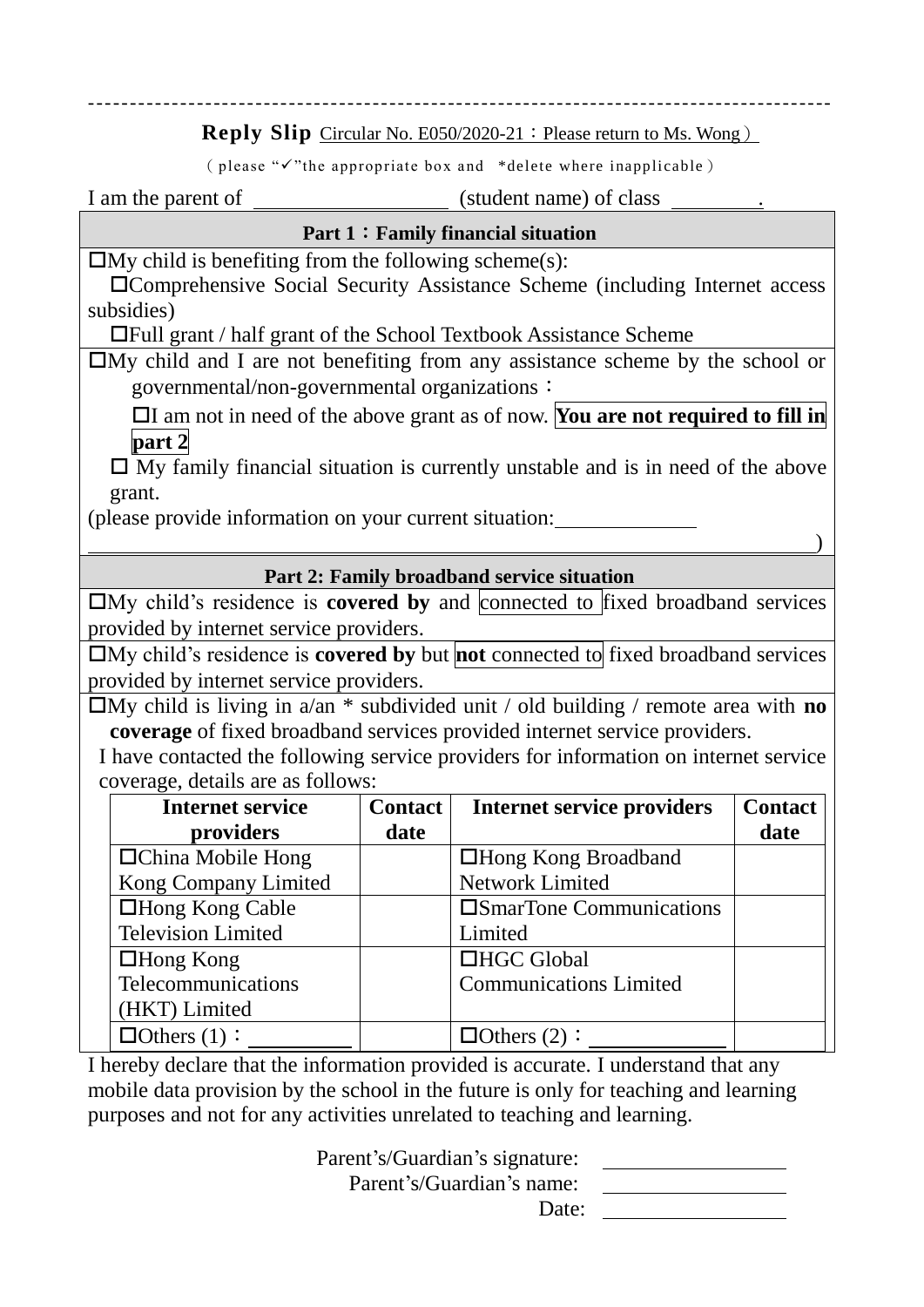---

**Reply Slip** Circular No. E050/2020-21：Please return to Ms. Wong）

（please "✓"the appropriate box and *delete where inapplicable）

I am the parent of ____________________ (student name) of class __________.

**Part 1：Family financial situation**

☐My child is benefiting from the following scheme(s):

☐Comprehensive Social Security Assistance Scheme (including Internet access subsidies)

☐Full grant / half grant of the School Textbook Assistance Scheme

☐My child and I are not benefiting from any assistance scheme by the school or governmental/non-governmental organizations：

☐I am not in need of the above grant as of now. **You are not required to fill in part 2**

☐ My family financial situation is currently unstable and is in need of the above grant.

(please provide information on your current situation:______________ ______________________________________________________________________________)

**Part 2: Family broadband service situation**

☐My child's residence is **covered by** and connected to fixed broadband services provided by internet service providers.

☐My child's residence is **covered by** but **not** connected to fixed broadband services provided by internet service providers.

☐My child is living in a/an * subdivided unit / old building / remote area with **no coverage** of fixed broadband services provided internet service providers.

I have contacted the following service providers for information on internet service coverage, details are as follows:

| Internet service providers | Contact date | Internet service providers | Contact date |
|---|---|---|---|
| ☐China Mobile Hong Kong Company Limited | | ☐Hong Kong Broadband Network Limited | |
| ☐Hong Kong Cable Television Limited | | ☐SmarTone Communications Limited | |
| ☐Hong Kong Telecommunications (HKT) Limited | | ☐HGC Global Communications Limited | |
| ☐Others (1)：__________ | | ☐Others (2)：______________ | |

I hereby declare that the information provided is accurate. I understand that any mobile data provision by the school in the future is only for teaching and learning purposes and not for any activities unrelated to teaching and learning.

Parent's/Guardian's signature: __________________

Parent's/Guardian's name: __________________

Date: __________________